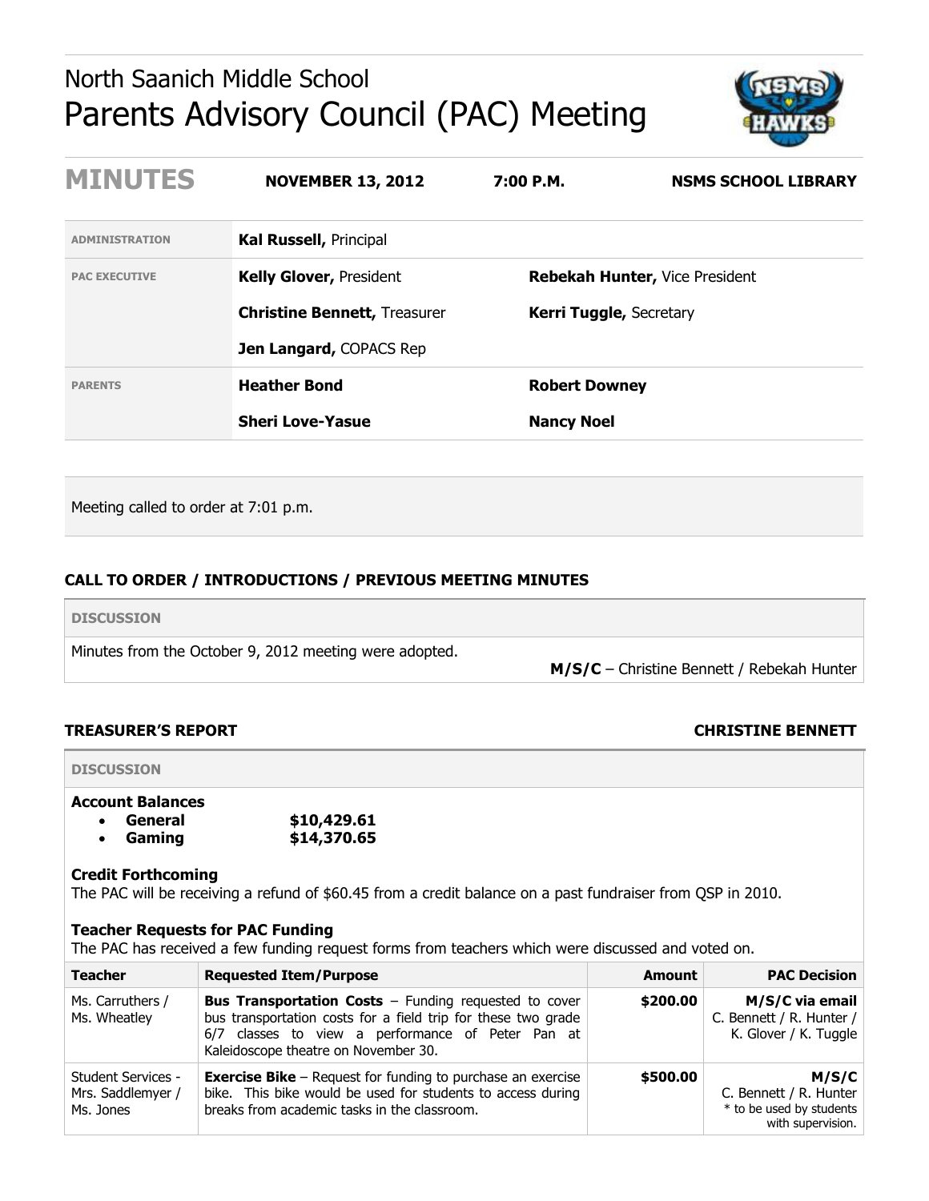North Saanich Middle School

# Parents Advisory Council (PAC) Meeting

## MINUTES

**NOVEMBER 13, 2012** **7:00 P.M.** **NSMS SCHOOL LIBRARY**

| | | |
|---|---|---|
| ADMINISTRATION | **Kal Russell,** Principal | |
| PAC EXECUTIVE | **Kelly Glover,** President | **Rebekah Hunter,** Vice President |
| | **Christine Bennett,** Treasurer | **Kerri Tuggle,** Secretary |
| | **Jen Langard,** COPACS Rep | |
| PARENTS | **Heather Bond** | **Robert Downey** |
| | **Sheri Love-Yasue** | **Nancy Noel** |

Meeting called to order at 7:01 p.m.

### CALL TO ORDER / INTRODUCTIONS / PREVIOUS MEETING MINUTES

**DISCUSSION**

Minutes from the October 9, 2012 meeting were adopted.

**M/S/C** – Christine Bennett / Rebekah Hunter

### TREASURER'S REPORT — CHRISTINE BENNETT

**DISCUSSION**

**Account Balances**

- **General** **$10,429.61**
- **Gaming** **$14,370.65**

**Credit Forthcoming**

The PAC will be receiving a refund of $60.45 from a credit balance on a past fundraiser from QSP in 2010.

**Teacher Requests for PAC Funding**

The PAC has received a few funding request forms from teachers which were discussed and voted on.

| Teacher | Requested Item/Purpose | Amount | PAC Decision |
|---|---|---|---|
| Ms. Carruthers / Ms. Wheatley | **Bus Transportation Costs** – Funding requested to cover bus transportation costs for a field trip for these two grade 6/7 classes to view a performance of Peter Pan at Kaleidoscope theatre on November 30. | **$200.00** | **M/S/C via email** C. Bennett / R. Hunter / K. Glover / K. Tuggle |
| Student Services - Mrs. Saddlemyer / Ms. Jones | **Exercise Bike** – Request for funding to purchase an exercise bike. This bike would be used for students to access during breaks from academic tasks in the classroom. | **$500.00** | **M/S/C** C. Bennett / R. Hunter * to be used by students with supervision. |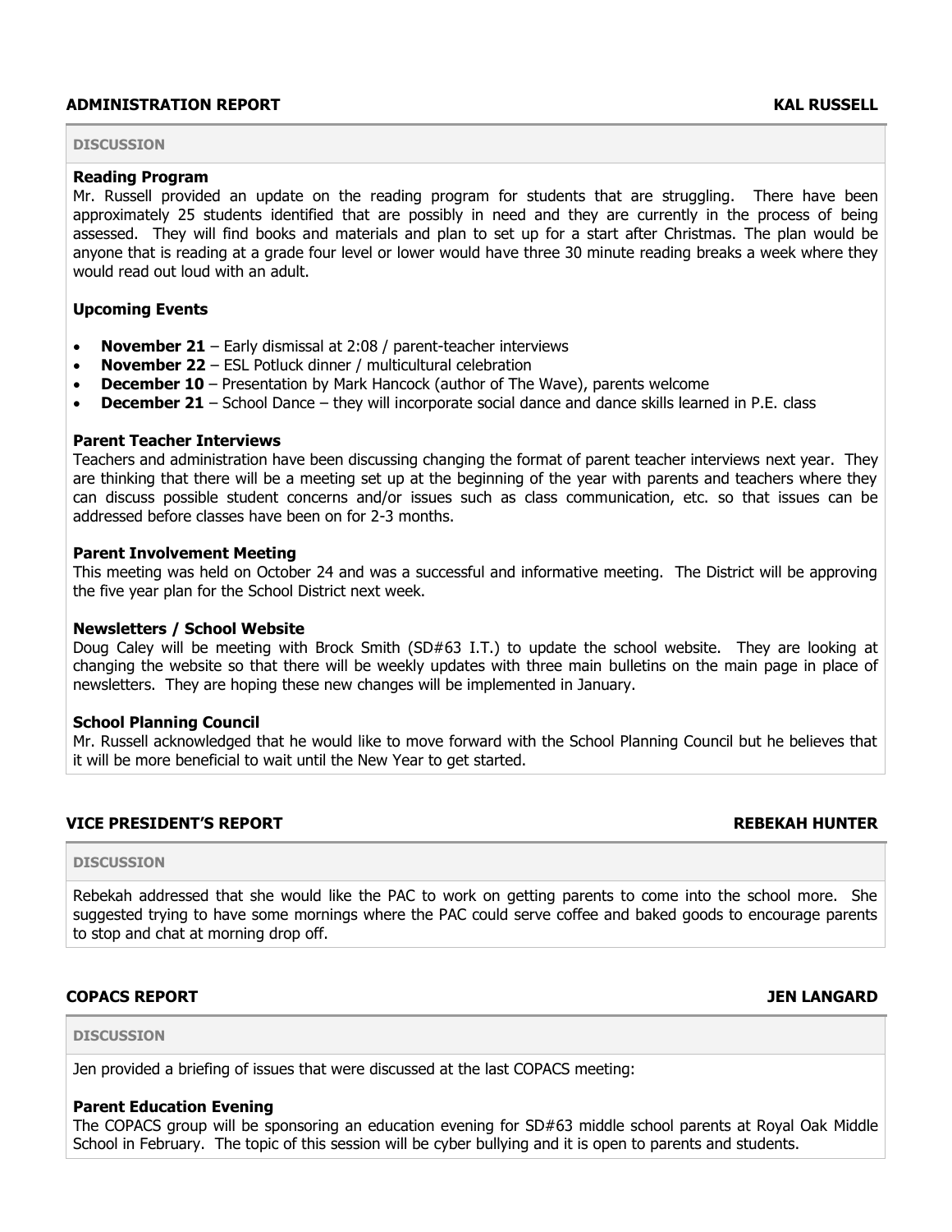## ADMINISTRATION REPORT — KAL RUSSELL

**DISCUSSION**

**Reading Program**
Mr. Russell provided an update on the reading program for students that are struggling. There have been approximately 25 students identified that are possibly in need and they are currently in the process of being assessed. They will find books and materials and plan to set up for a start after Christmas. The plan would be anyone that is reading at a grade four level or lower would have three 30 minute reading breaks a week where they would read out loud with an adult.

**Upcoming Events**

- **November 21** – Early dismissal at 2:08 / parent-teacher interviews
- **November 22** – ESL Potluck dinner / multicultural celebration
- **December 10** – Presentation by Mark Hancock (author of The Wave), parents welcome
- **December 21** – School Dance – they will incorporate social dance and dance skills learned in P.E. class

**Parent Teacher Interviews**
Teachers and administration have been discussing changing the format of parent teacher interviews next year. They are thinking that there will be a meeting set up at the beginning of the year with parents and teachers where they can discuss possible student concerns and/or issues such as class communication, etc. so that issues can be addressed before classes have been on for 2-3 months.

**Parent Involvement Meeting**
This meeting was held on October 24 and was a successful and informative meeting. The District will be approving the five year plan for the School District next week.

**Newsletters / School Website**
Doug Caley will be meeting with Brock Smith (SD#63 I.T.) to update the school website. They are looking at changing the website so that there will be weekly updates with three main bulletins on the main page in place of newsletters. They are hoping these new changes will be implemented in January.

**School Planning Council**
Mr. Russell acknowledged that he would like to move forward with the School Planning Council but he believes that it will be more beneficial to wait until the New Year to get started.

## VICE PRESIDENT'S REPORT — REBEKAH HUNTER

**DISCUSSION**

Rebekah addressed that she would like the PAC to work on getting parents to come into the school more. She suggested trying to have some mornings where the PAC could serve coffee and baked goods to encourage parents to stop and chat at morning drop off.

## COPACS REPORT — JEN LANGARD

**DISCUSSION**

Jen provided a briefing of issues that were discussed at the last COPACS meeting:

**Parent Education Evening**
The COPACS group will be sponsoring an education evening for SD#63 middle school parents at Royal Oak Middle School in February. The topic of this session will be cyber bullying and it is open to parents and students.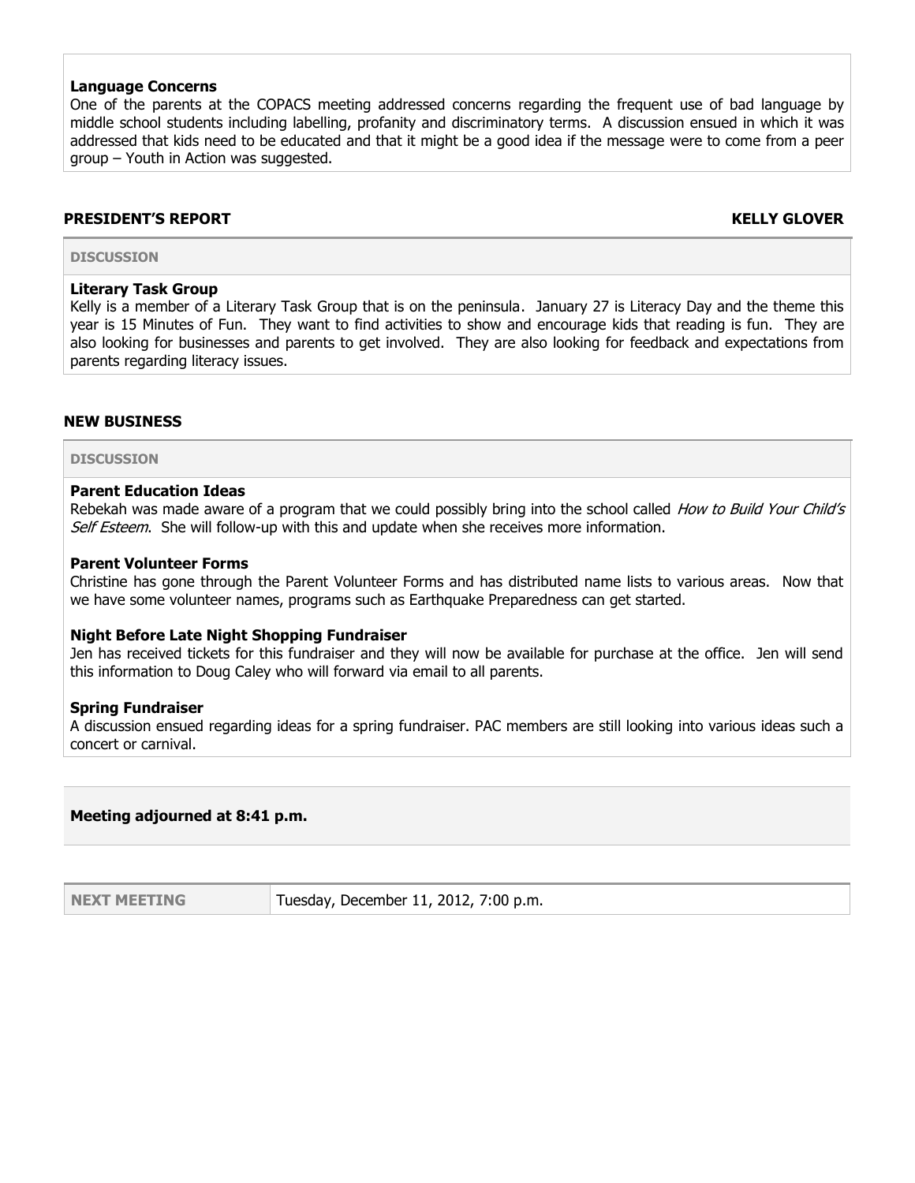**Language Concerns**
One of the parents at the COPACS meeting addressed concerns regarding the frequent use of bad language by middle school students including labelling, profanity and discriminatory terms. A discussion ensued in which it was addressed that kids need to be educated and that it might be a good idea if the message were to come from a peer group – Youth in Action was suggested.

## PRESIDENT'S REPORT — KELLY GLOVER

**DISCUSSION**

**Literary Task Group**
Kelly is a member of a Literary Task Group that is on the peninsula. January 27 is Literacy Day and the theme this year is 15 Minutes of Fun. They want to find activities to show and encourage kids that reading is fun. They are also looking for businesses and parents to get involved. They are also looking for feedback and expectations from parents regarding literacy issues.

## NEW BUSINESS

**DISCUSSION**

**Parent Education Ideas**
Rebekah was made aware of a program that we could possibly bring into the school called *How to Build Your Child's Self Esteem*. She will follow-up with this and update when she receives more information.

**Parent Volunteer Forms**
Christine has gone through the Parent Volunteer Forms and has distributed name lists to various areas. Now that we have some volunteer names, programs such as Earthquake Preparedness can get started.

**Night Before Late Night Shopping Fundraiser**
Jen has received tickets for this fundraiser and they will now be available for purchase at the office. Jen will send this information to Doug Caley who will forward via email to all parents.

**Spring Fundraiser**
A discussion ensued regarding ideas for a spring fundraiser. PAC members are still looking into various ideas such a concert or carnival.

**Meeting adjourned at 8:41 p.m.**

| | |
|---|---|
| NEXT MEETING | Tuesday, December 11, 2012, 7:00 p.m. |